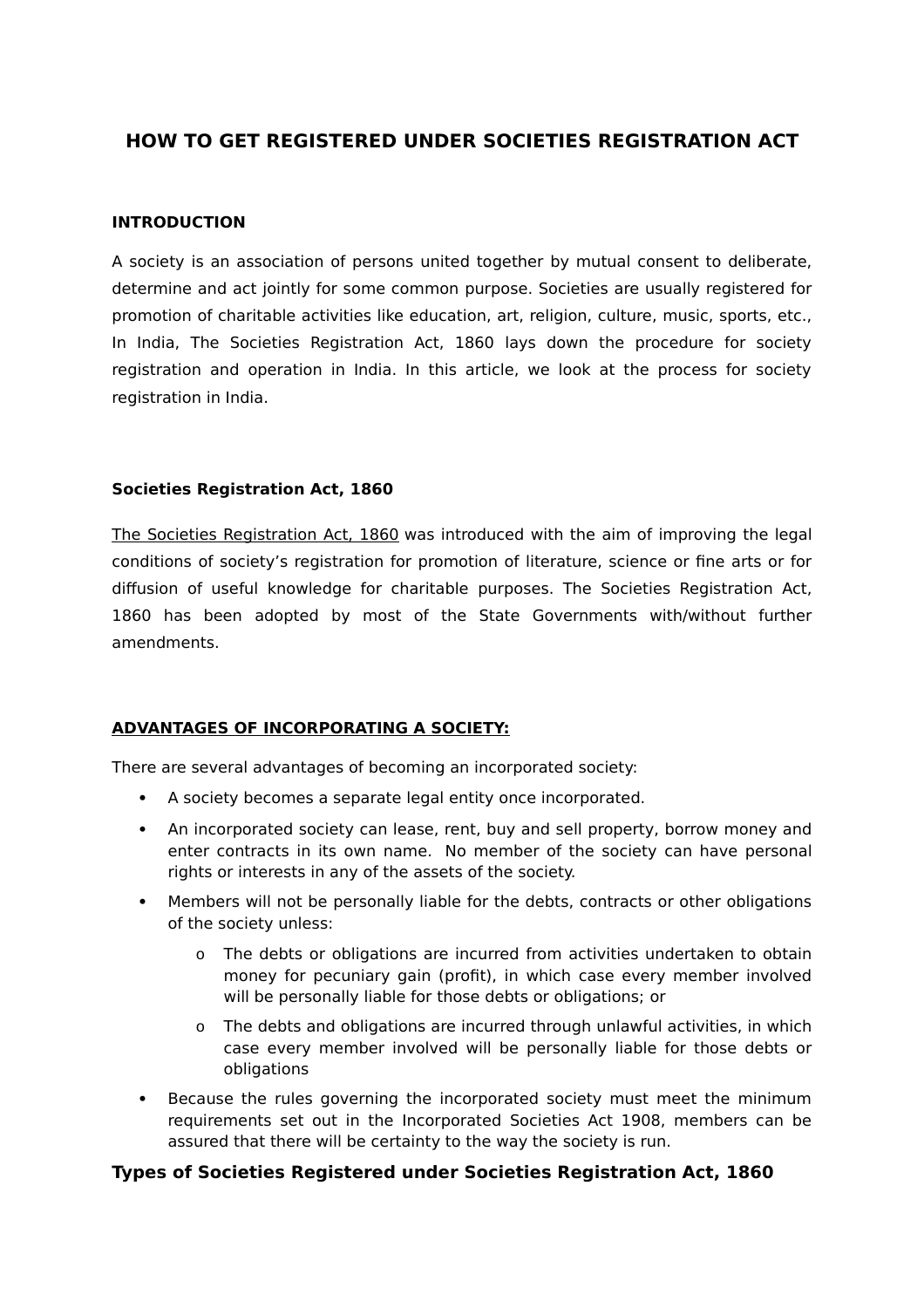# HOW TO GET REGISTERED UNDER SOCIETIES REGISTRATION ACT

**INTRODUCTION**

A society is an association of persons united together by mutual consent to deliberate, determine and act jointly for some common purpose. Societies are usually registered for promotion of charitable activities like education, art, religion, culture, music, sports, etc., In India, The Societies Registration Act, 1860 lays down the procedure for society registration and operation in India. In this article, we look at the process for society registration in India.

**Societies Registration Act, 1860**

<u>The Societies Registration Act, 1860</u> was introduced with the aim of improving the legal conditions of society's registration for promotion of literature, science or fine arts or for diffusion of useful knowledge for charitable purposes. The Societies Registration Act, 1860 has been adopted by most of the State Governments with/without further amendments.

**<u>ADVANTAGES OF INCORPORATING A SOCIETY:</u>**

There are several advantages of becoming an incorporated society:

- A society becomes a separate legal entity once incorporated.
- An incorporated society can lease, rent, buy and sell property, borrow money and enter contracts in its own name. No member of the society can have personal rights or interests in any of the assets of the society.
- Members will not be personally liable for the debts, contracts or other obligations of the society unless:
  - The debts or obligations are incurred from activities undertaken to obtain money for pecuniary gain (profit), in which case every member involved will be personally liable for those debts or obligations; or
  - The debts and obligations are incurred through unlawful activities, in which case every member involved will be personally liable for those debts or obligations
- Because the rules governing the incorporated society must meet the minimum requirements set out in the Incorporated Societies Act 1908, members can be assured that there will be certainty to the way the society is run.

## Types of Societies Registered under Societies Registration Act, 1860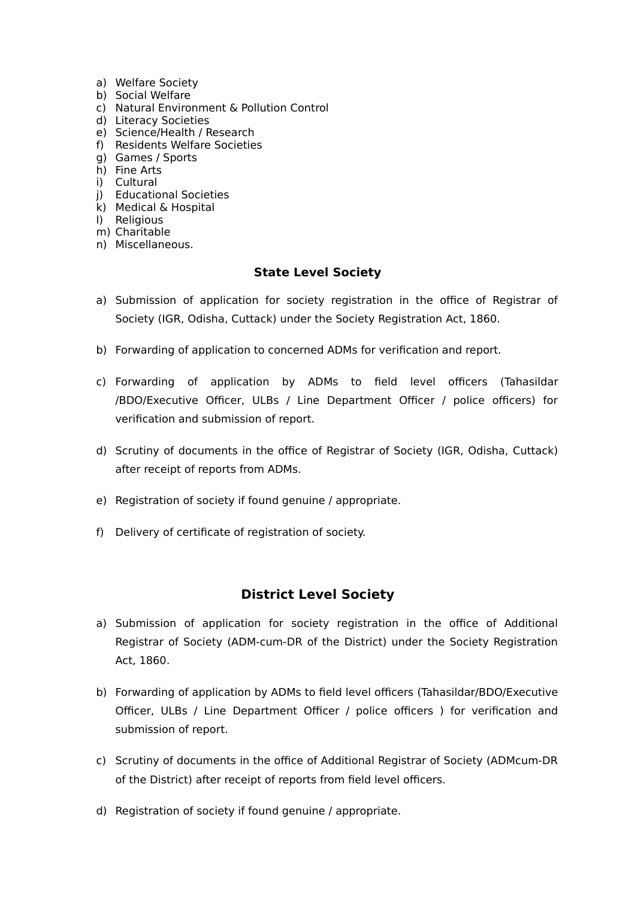a) Welfare Society
b) Social Welfare
c) Natural Environment & Pollution Control
d) Literacy Societies
e) Science/Health / Research
f) Residents Welfare Societies
g) Games / Sports
h) Fine Arts
i) Cultural
j) Educational Societies
k) Medical & Hospital
l) Religious
m) Charitable
n) Miscellaneous.

## State Level Society

a) Submission of application for society registration in the office of Registrar of Society (IGR, Odisha, Cuttack) under the Society Registration Act, 1860.

b) Forwarding of application to concerned ADMs for verification and report.

c) Forwarding of application by ADMs to field level officers (Tahasildar /BDO/Executive Officer, ULBs / Line Department Officer / police officers) for verification and submission of report.

d) Scrutiny of documents in the office of Registrar of Society (IGR, Odisha, Cuttack) after receipt of reports from ADMs.

e) Registration of society if found genuine / appropriate.

f) Delivery of certificate of registration of society.

## District Level Society

a) Submission of application for society registration in the office of Additional Registrar of Society (ADM-cum-DR of the District) under the Society Registration Act, 1860.

b) Forwarding of application by ADMs to field level officers (Tahasildar/BDO/Executive Officer, ULBs / Line Department Officer / police officers ) for verification and submission of report.

c) Scrutiny of documents in the office of Additional Registrar of Society (ADMcum-DR of the District) after receipt of reports from field level officers.

d) Registration of society if found genuine / appropriate.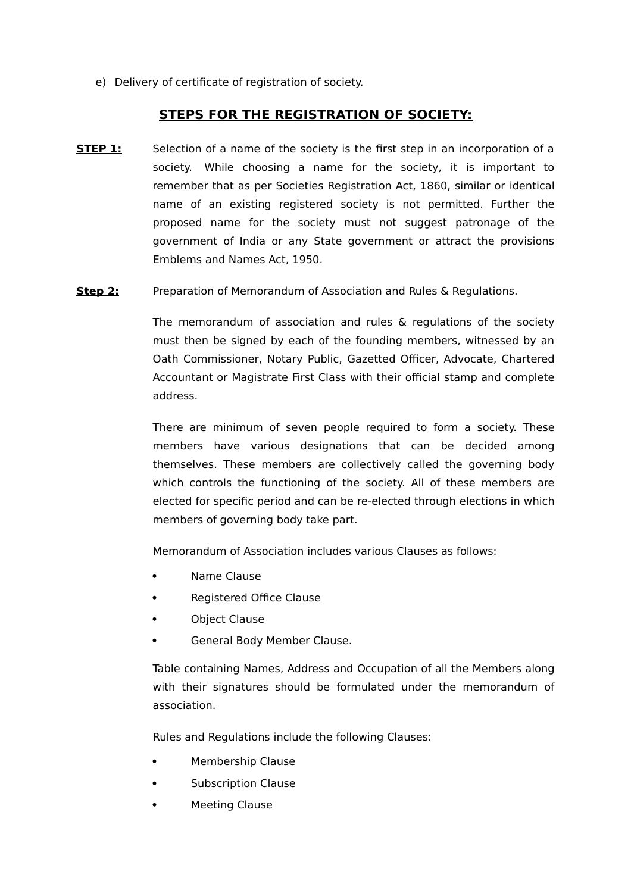e) Delivery of certificate of registration of society.

## STEPS FOR THE REGISTRATION OF SOCIETY:

**STEP 1:** Selection of a name of the society is the first step in an incorporation of a society. While choosing a name for the society, it is important to remember that as per Societies Registration Act, 1860, similar or identical name of an existing registered society is not permitted. Further the proposed name for the society must not suggest patronage of the government of India or any State government or attract the provisions Emblems and Names Act, 1950.

**Step 2:** Preparation of Memorandum of Association and Rules & Regulations.

The memorandum of association and rules & regulations of the society must then be signed by each of the founding members, witnessed by an Oath Commissioner, Notary Public, Gazetted Officer, Advocate, Chartered Accountant or Magistrate First Class with their official stamp and complete address.

There are minimum of seven people required to form a society. These members have various designations that can be decided among themselves. These members are collectively called the governing body which controls the functioning of the society. All of these members are elected for specific period and can be re-elected through elections in which members of governing body take part.

Memorandum of Association includes various Clauses as follows:

- Name Clause
- Registered Office Clause
- Object Clause
- General Body Member Clause.

Table containing Names, Address and Occupation of all the Members along with their signatures should be formulated under the memorandum of association.

Rules and Regulations include the following Clauses:

- Membership Clause
- Subscription Clause
- Meeting Clause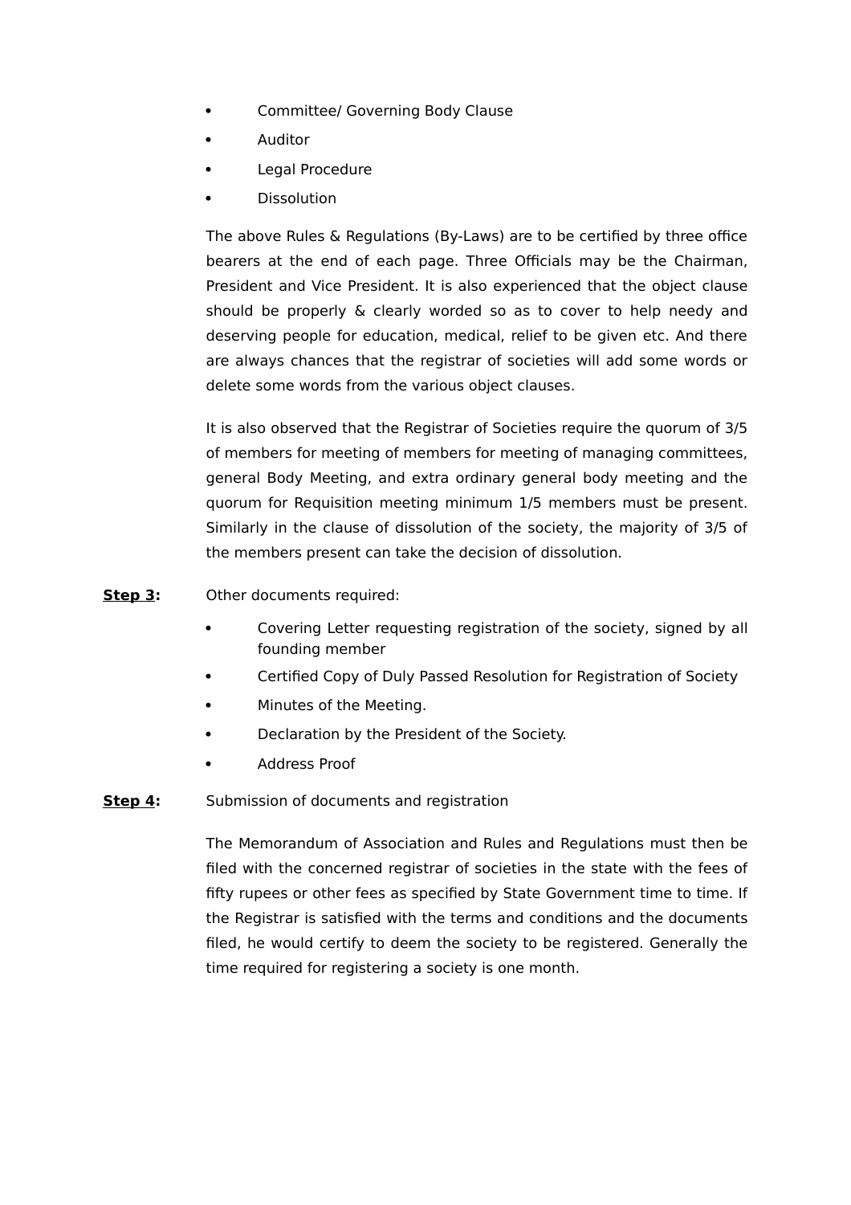- Committee/ Governing Body Clause
- Auditor
- Legal Procedure
- Dissolution

The above Rules & Regulations (By-Laws) are to be certified by three office bearers at the end of each page. Three Officials may be the Chairman, President and Vice President. It is also experienced that the object clause should be properly & clearly worded so as to cover to help needy and deserving people for education, medical, relief to be given etc. And there are always chances that the registrar of societies will add some words or delete some words from the various object clauses.

It is also observed that the Registrar of Societies require the quorum of 3/5 of members for meeting of members for meeting of managing committees, general Body Meeting, and extra ordinary general body meeting and the quorum for Requisition meeting minimum 1/5 members must be present. Similarly in the clause of dissolution of the society, the majority of 3/5 of the members present can take the decision of dissolution.

**<u>Step 3</u>:** Other documents required:

- Covering Letter requesting registration of the society, signed by all founding member
- Certified Copy of Duly Passed Resolution for Registration of Society
- Minutes of the Meeting.
- Declaration by the President of the Society.
- Address Proof

**<u>Step 4</u>:** Submission of documents and registration

The Memorandum of Association and Rules and Regulations must then be filed with the concerned registrar of societies in the state with the fees of fifty rupees or other fees as specified by State Government time to time. If the Registrar is satisfied with the terms and conditions and the documents filed, he would certify to deem the society to be registered. Generally the time required for registering a society is one month.